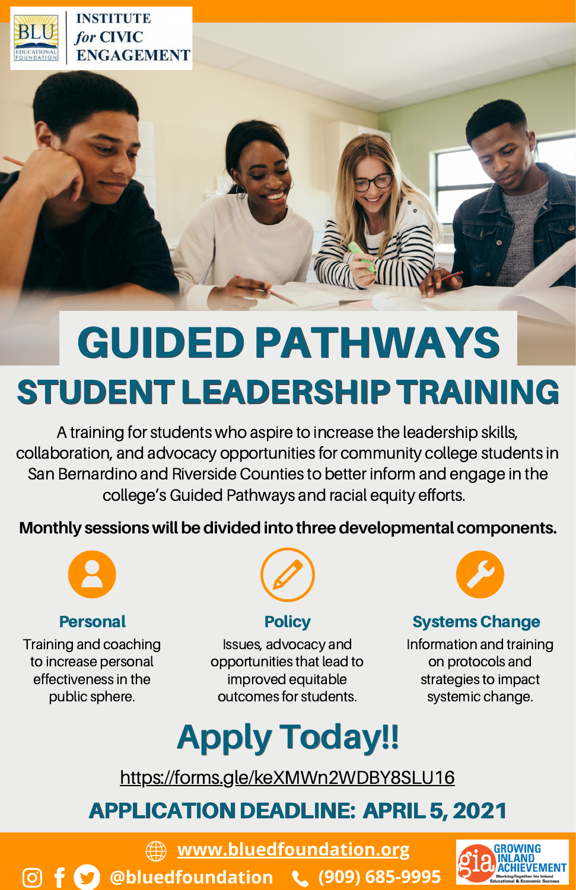INSTITUTE for CIVIC ENGAGEMENT

# GUIDED PATHWAYS

## STUDENT LEADERSHIP TRAINING

A training for students who aspire to increase the leadership skills, collaboration, and advocacy opportunities for community college students in San Bernardino and Riverside Counties to better inform and engage in the college's Guided Pathways and racial equity efforts.

**Monthly sessions will be divided into three developmental components.**

### Personal

Training and coaching to increase personal effectiveness in the public sphere.

### Policy

Issues, advocacy and opportunities that lead to improved equitable outcomes for students.

### Systems Change

Information and training on protocols and strategies to impact systemic change.

## Apply Today!!

https://forms.gle/keXMWn2WDBY8SLU16

## APPLICATION DEADLINE: APRIL 5, 2021

**www.bluedfoundation.org**

@bluedfoundation (909) 685-9995

GROWING INLAND ACHIEVEMENT
Working Together for Inland Educational & Economic Success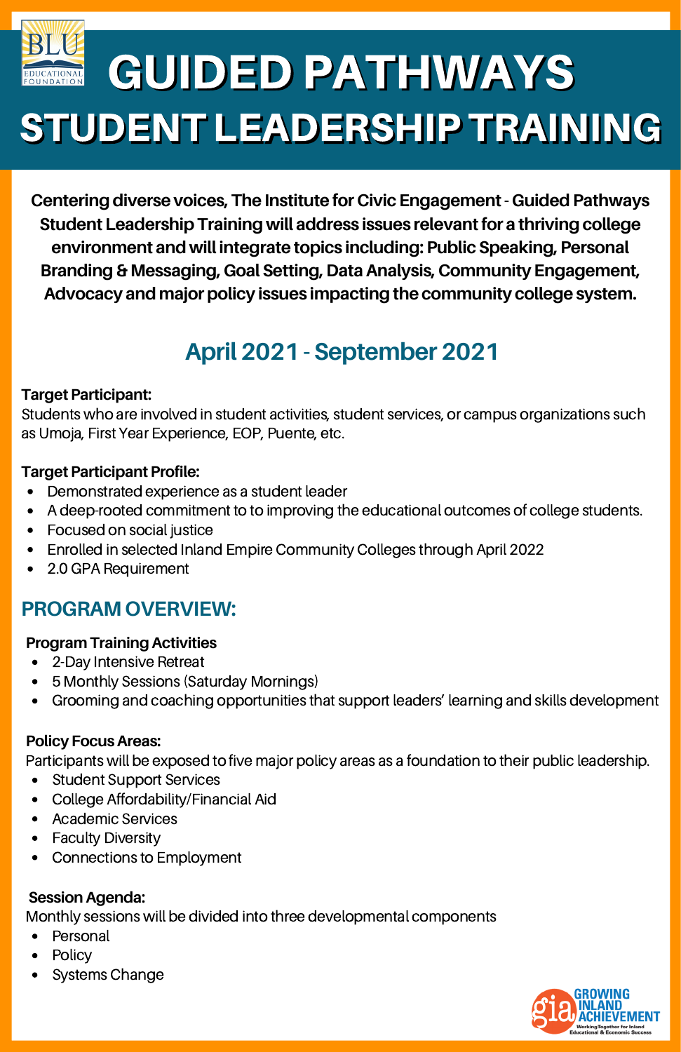# GUIDED PATHWAYS STUDENT LEADERSHIP TRAINING

**Centering diverse voices, The Institute for Civic Engagement - Guided Pathways Student Leadership Training will address issues relevant for a thriving college environment and will integrate topics including: Public Speaking, Personal Branding & Messaging, Goal Setting, Data Analysis, Community Engagement, Advocacy and major policy issues impacting the community college system.**

## April 2021 - September 2021

**Target Participant:**
Students who are involved in student activities, student services, or campus organizations such as Umoja, First Year Experience, EOP, Puente, etc.

**Target Participant Profile:**

- Demonstrated experience as a student leader
- A deep-rooted commitment to to improving the educational outcomes of college students.
- Focused on social justice
- Enrolled in selected Inland Empire Community Colleges through April 2022
- 2.0 GPA Requirement

## PROGRAM OVERVIEW:

**Program Training Activities**

- 2-Day Intensive Retreat
- 5 Monthly Sessions (Saturday Mornings)
- Grooming and coaching opportunities that support leaders' learning and skills development

**Policy Focus Areas:**
Participants will be exposed to five major policy areas as a foundation to their public leadership.

- Student Support Services
- College Affordability/Financial Aid
- Academic Services
- Faculty Diversity
- Connections to Employment

**Session Agenda:**
Monthly sessions will be divided into three developmental components

- Personal
- Policy
- Systems Change